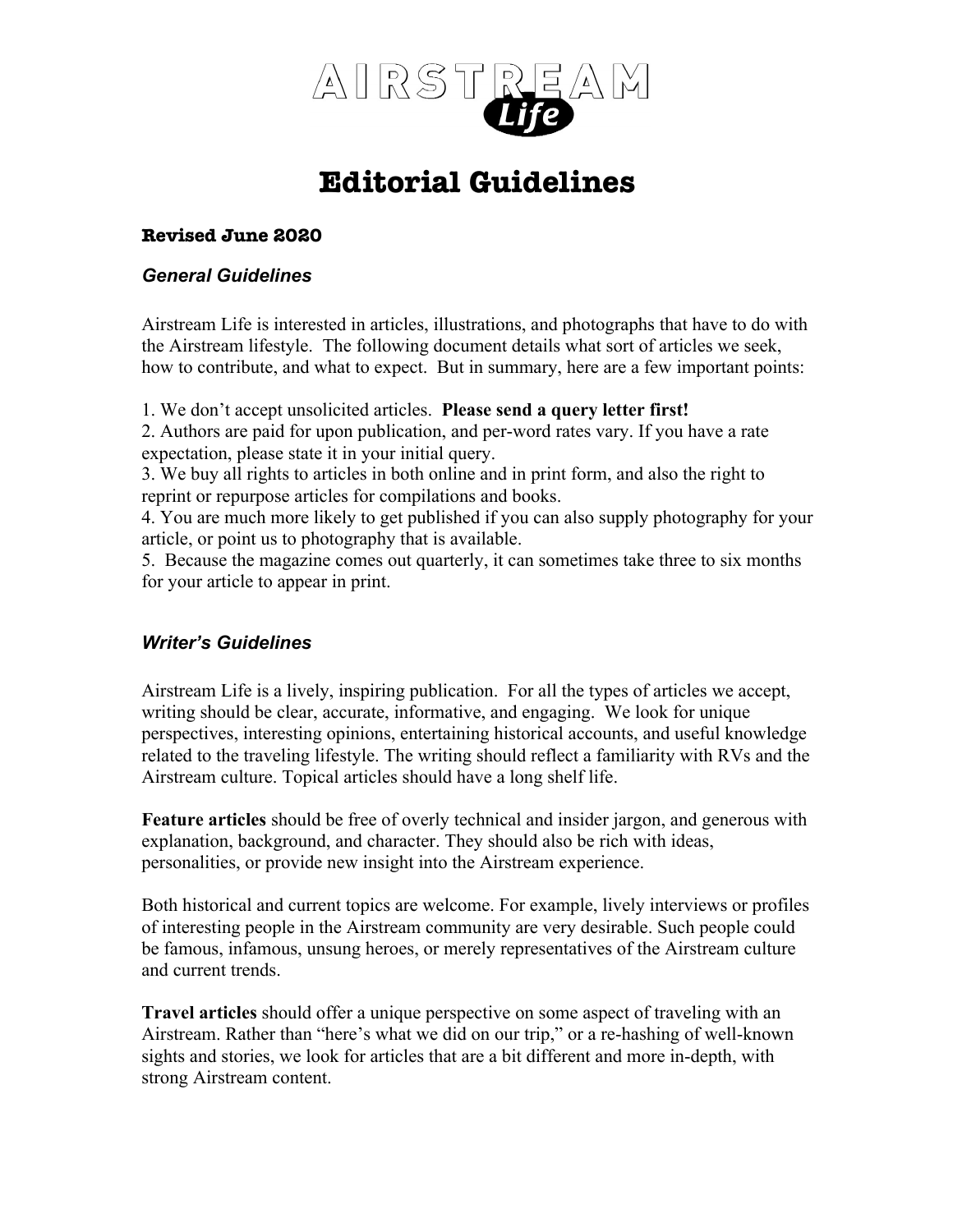# AIRSTREAM Life

# Editorial Guidelines

**Revised June 2020**

### *General Guidelines*

Airstream Life is interested in articles, illustrations, and photographs that have to do with the Airstream lifestyle. The following document details what sort of articles we seek, how to contribute, and what to expect. But in summary, here are a few important points:

1. We don't accept unsolicited articles. **Please send a query letter first!**
2. Authors are paid for upon publication, and per-word rates vary. If you have a rate expectation, please state it in your initial query.
3. We buy all rights to articles in both online and in print form, and also the right to reprint or repurpose articles for compilations and books.
4. You are much more likely to get published if you can also supply photography for your article, or point us to photography that is available.
5. Because the magazine comes out quarterly, it can sometimes take three to six months for your article to appear in print.

### *Writer's Guidelines*

Airstream Life is a lively, inspiring publication. For all the types of articles we accept, writing should be clear, accurate, informative, and engaging. We look for unique perspectives, interesting opinions, entertaining historical accounts, and useful knowledge related to the traveling lifestyle. The writing should reflect a familiarity with RVs and the Airstream culture. Topical articles should have a long shelf life.

**Feature articles** should be free of overly technical and insider jargon, and generous with explanation, background, and character. They should also be rich with ideas, personalities, or provide new insight into the Airstream experience.

Both historical and current topics are welcome. For example, lively interviews or profiles of interesting people in the Airstream community are very desirable. Such people could be famous, infamous, unsung heroes, or merely representatives of the Airstream culture and current trends.

**Travel articles** should offer a unique perspective on some aspect of traveling with an Airstream. Rather than "here's what we did on our trip," or a re-hashing of well-known sights and stories, we look for articles that are a bit different and more in-depth, with strong Airstream content.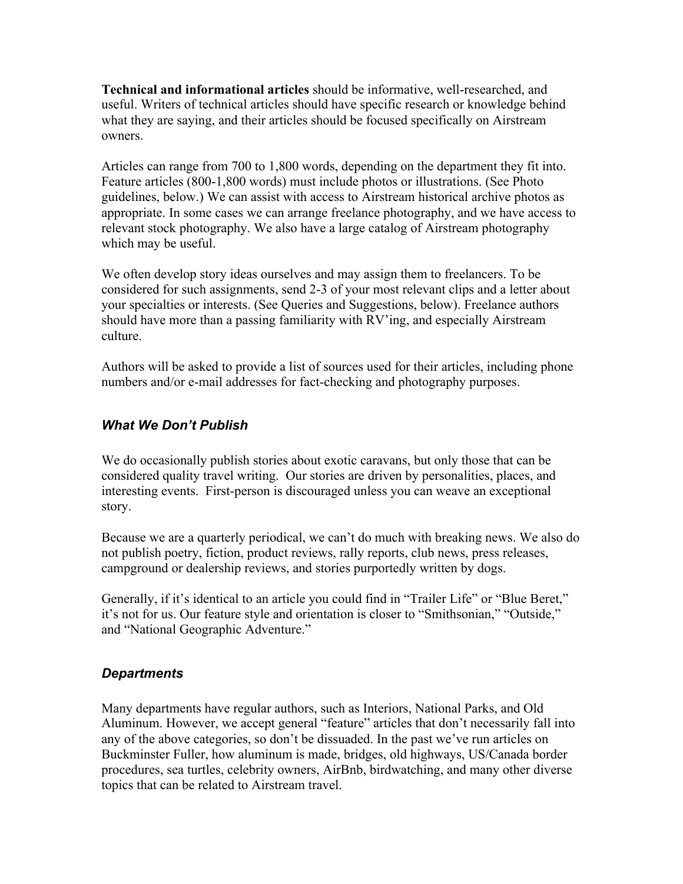**Technical and informational articles** should be informative, well-researched, and useful. Writers of technical articles should have specific research or knowledge behind what they are saying, and their articles should be focused specifically on Airstream owners.

Articles can range from 700 to 1,800 words, depending on the department they fit into. Feature articles (800-1,800 words) must include photos or illustrations. (See Photo guidelines, below.) We can assist with access to Airstream historical archive photos as appropriate. In some cases we can arrange freelance photography, and we have access to relevant stock photography. We also have a large catalog of Airstream photography which may be useful.

We often develop story ideas ourselves and may assign them to freelancers. To be considered for such assignments, send 2-3 of your most relevant clips and a letter about your specialties or interests. (See Queries and Suggestions, below). Freelance authors should have more than a passing familiarity with RV'ing, and especially Airstream culture.

Authors will be asked to provide a list of sources used for their articles, including phone numbers and/or e-mail addresses for fact-checking and photography purposes.

### *What We Don't Publish*

We do occasionally publish stories about exotic caravans, but only those that can be considered quality travel writing. Our stories are driven by personalities, places, and interesting events. First-person is discouraged unless you can weave an exceptional story.

Because we are a quarterly periodical, we can't do much with breaking news. We also do not publish poetry, fiction, product reviews, rally reports, club news, press releases, campground or dealership reviews, and stories purportedly written by dogs.

Generally, if it's identical to an article you could find in "Trailer Life" or "Blue Beret," it's not for us. Our feature style and orientation is closer to "Smithsonian," "Outside," and "National Geographic Adventure."

### *Departments*

Many departments have regular authors, such as Interiors, National Parks, and Old Aluminum. However, we accept general "feature" articles that don't necessarily fall into any of the above categories, so don't be dissuaded. In the past we've run articles on Buckminster Fuller, how aluminum is made, bridges, old highways, US/Canada border procedures, sea turtles, celebrity owners, AirBnb, birdwatching, and many other diverse topics that can be related to Airstream travel.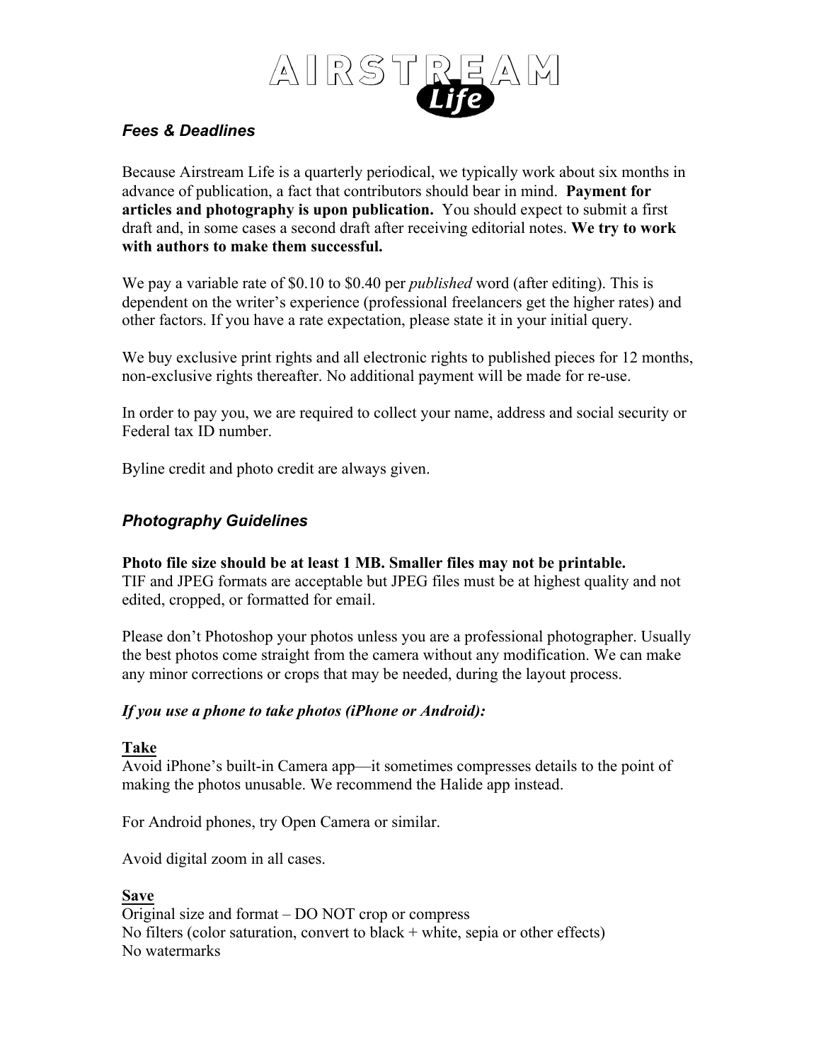## *Fees & Deadlines*

Because Airstream Life is a quarterly periodical, we typically work about six months in advance of publication, a fact that contributors should bear in mind. **Payment for articles and photography is upon publication.** You should expect to submit a first draft and, in some cases a second draft after receiving editorial notes. **We try to work with authors to make them successful.**

We pay a variable rate of $0.10 to $0.40 per *published* word (after editing). This is dependent on the writer's experience (professional freelancers get the higher rates) and other factors. If you have a rate expectation, please state it in your initial query.

We buy exclusive print rights and all electronic rights to published pieces for 12 months, non-exclusive rights thereafter. No additional payment will be made for re-use.

In order to pay you, we are required to collect your name, address and social security or Federal tax ID number.

Byline credit and photo credit are always given.

## *Photography Guidelines*

**Photo file size should be at least 1 MB. Smaller files may not be printable.**
TIF and JPEG formats are acceptable but JPEG files must be at highest quality and not edited, cropped, or formatted for email.

Please don't Photoshop your photos unless you are a professional photographer. Usually the best photos come straight from the camera without any modification. We can make any minor corrections or crops that may be needed, during the layout process.

***If you use a phone to take photos (iPhone or Android):***

**Take**

Avoid iPhone's built-in Camera app—it sometimes compresses details to the point of making the photos unusable. We recommend the Halide app instead.

For Android phones, try Open Camera or similar.

Avoid digital zoom in all cases.

**Save**

Original size and format – DO NOT crop or compress
No filters (color saturation, convert to black + white, sepia or other effects)
No watermarks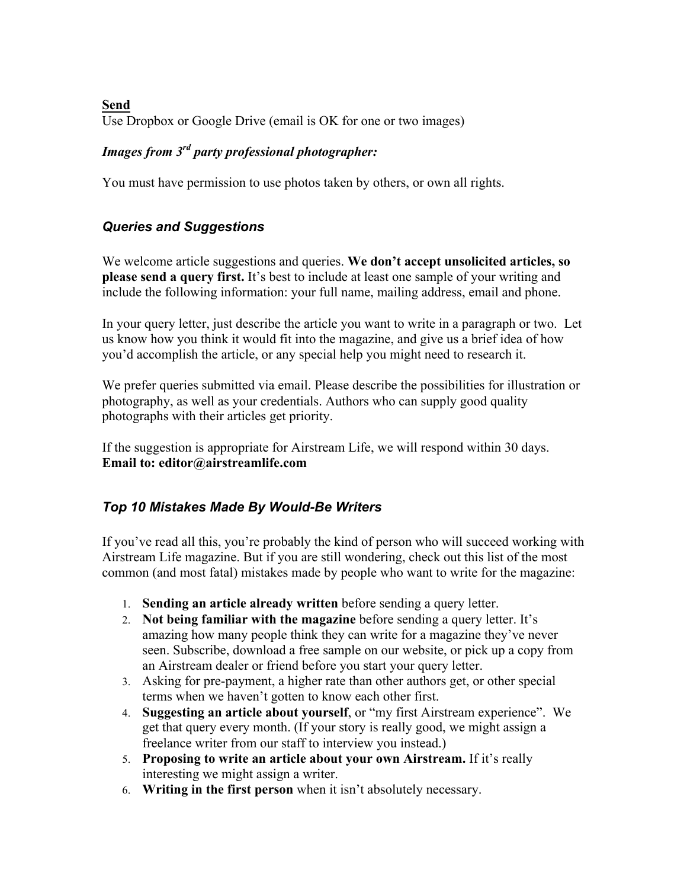**Send**

Use Dropbox or Google Drive (email is OK for one or two images)

***Images from 3rd party professional photographer:***

You must have permission to use photos taken by others, or own all rights.

### *Queries and Suggestions*

We welcome article suggestions and queries. **We don't accept unsolicited articles, so please send a query first.** It's best to include at least one sample of your writing and include the following information: your full name, mailing address, email and phone.

In your query letter, just describe the article you want to write in a paragraph or two. Let us know how you think it would fit into the magazine, and give us a brief idea of how you'd accomplish the article, or any special help you might need to research it.

We prefer queries submitted via email. Please describe the possibilities for illustration or photography, as well as your credentials. Authors who can supply good quality photographs with their articles get priority.

If the suggestion is appropriate for Airstream Life, we will respond within 30 days.
**Email to: editor@airstreamlife.com**

### *Top 10 Mistakes Made By Would-Be Writers*

If you've read all this, you're probably the kind of person who will succeed working with Airstream Life magazine. But if you are still wondering, check out this list of the most common (and most fatal) mistakes made by people who want to write for the magazine:

1. **Sending an article already written** before sending a query letter.
2. **Not being familiar with the magazine** before sending a query letter. It's amazing how many people think they can write for a magazine they've never seen. Subscribe, download a free sample on our website, or pick up a copy from an Airstream dealer or friend before you start your query letter.
3. Asking for pre-payment, a higher rate than other authors get, or other special terms when we haven't gotten to know each other first.
4. **Suggesting an article about yourself**, or "my first Airstream experience". We get that query every month. (If your story is really good, we might assign a freelance writer from our staff to interview you instead.)
5. **Proposing to write an article about your own Airstream.** If it's really interesting we might assign a writer.
6. **Writing in the first person** when it isn't absolutely necessary.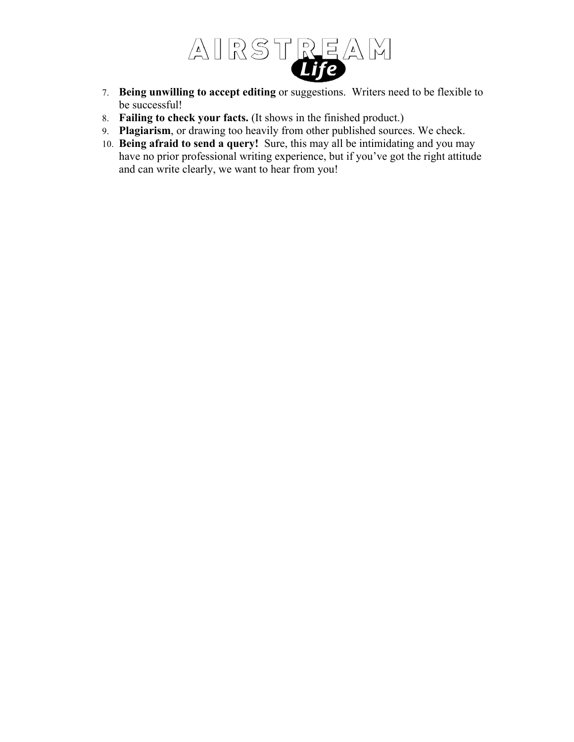7. **Being unwilling to accept editing** or suggestions.  Writers need to be flexible to be successful!
8. **Failing to check your facts.** (It shows in the finished product.)
9. **Plagiarism**, or drawing too heavily from other published sources. We check.
10. **Being afraid to send a query!** Sure, this may all be intimidating and you may have no prior professional writing experience, but if you've got the right attitude and can write clearly, we want to hear from you!